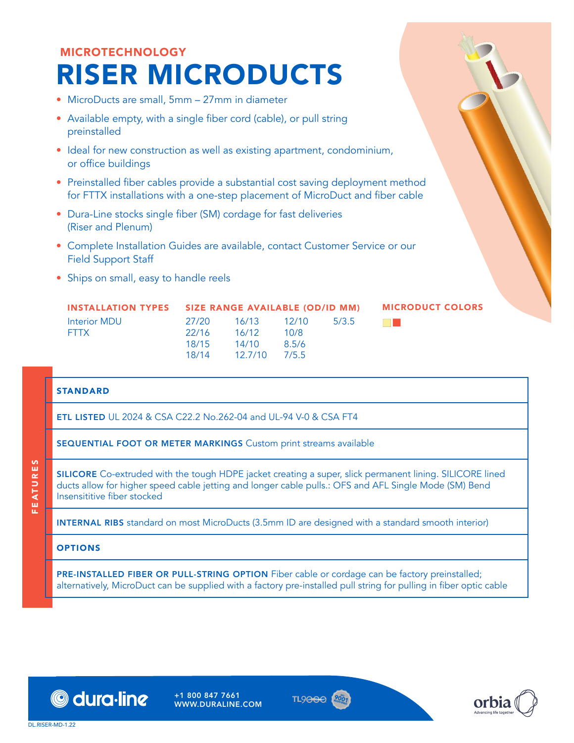MICROTECHNOLOGY

# RISER MICRODUCTS

- MicroDucts are small, 5mm – 27mm in diameter
- Available empty, with a single fiber cord (cable), or pull string preinstalled
- Ideal for new construction as well as existing apartment, condominium, or office buildings
- Preinstalled fiber cables provide a substantial cost saving deployment method for FTTX installations with a one-step placement of MicroDuct and fiber cable
- Dura-Line stocks single fiber (SM) cordage for fast deliveries (Riser and Plenum)
- Complete Installation Guides are available, contact Customer Service or our Field Support Staff
- Ships on small, easy to handle reels

| INSTALLATION TYPES | SIZE RANGE AVAILABLE (OD/ID MM) | | | | MICRODUCT COLORS |
|---|---|---|---|---|---|
| Interior MDU | 27/20 | 16/13 | 12/10 | 5/3.5 | |
| FTTX | 22/16 | 16/12 | 10/8 | | |
| | 18/15 | 14/10 | 8.5/6 | | |
| | 18/14 | 12.7/10 | 7/5.5 | | |

## FEATURES

**STANDARD**

**ETL LISTED** UL 2024 & CSA C22.2 No.262-04 and UL-94 V-0 & CSA FT4

**SEQUENTIAL FOOT OR METER MARKINGS** Custom print streams available

**SILICORE** Co-extruded with the tough HDPE jacket creating a super, slick permanent lining. SILICORE lined ducts allow for higher speed cable jetting and longer cable pulls.: OFS and AFL Single Mode (SM) Bend Insensititive fiber stocked

**INTERNAL RIBS** standard on most MicroDucts (3.5mm ID are designed with a standard smooth interior)

**OPTIONS**

**PRE-INSTALLED FIBER OR PULL-STRING OPTION** Fiber cable or cordage can be factory preinstalled; alternatively, MicroDuct can be supplied with a factory pre-installed pull string for pulling in fiber optic cable

dura-line +1 800 847 7661 WWW.DURALINE.COM

TL9000

orbia Advancing life together

DL.RISER-MD-1.22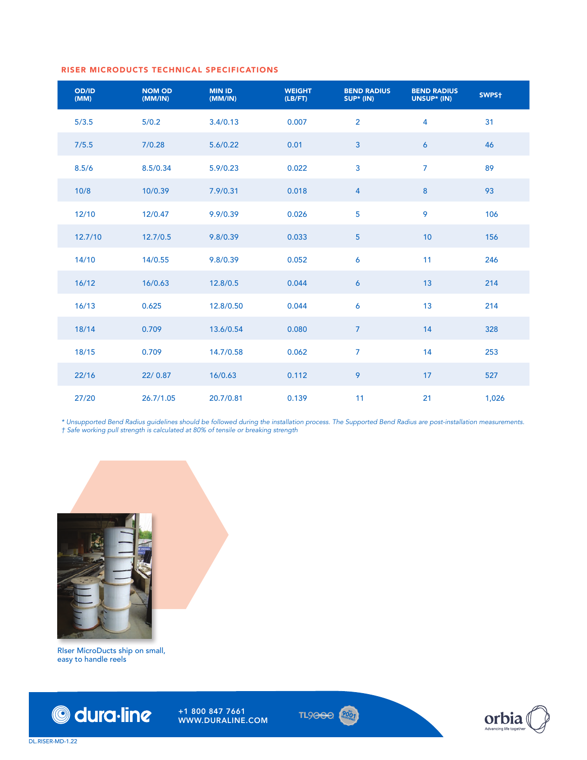## RISER MICRODUCTS TECHNICAL SPECIFICATIONS

| OD/ID (MM) | NOM OD (MM/IN) | MIN ID (MM/IN) | WEIGHT (LB/FT) | BEND RADIUS SUP* (IN) | BEND RADIUS UNSUP* (IN) | SWPS† |
|---|---|---|---|---|---|---|
| 5/3.5 | 5/0.2 | 3.4/0.13 | 0.007 | 2 | 4 | 31 |
| 7/5.5 | 7/0.28 | 5.6/0.22 | 0.01 | 3 | 6 | 46 |
| 8.5/6 | 8.5/0.34 | 5.9/0.23 | 0.022 | 3 | 7 | 89 |
| 10/8 | 10/0.39 | 7.9/0.31 | 0.018 | 4 | 8 | 93 |
| 12/10 | 12/0.47 | 9.9/0.39 | 0.026 | 5 | 9 | 106 |
| 12.7/10 | 12.7/0.5 | 9.8/0.39 | 0.033 | 5 | 10 | 156 |
| 14/10 | 14/0.55 | 9.8/0.39 | 0.052 | 6 | 11 | 246 |
| 16/12 | 16/0.63 | 12.8/0.5 | 0.044 | 6 | 13 | 214 |
| 16/13 | 0.625 | 12.8/0.50 | 0.044 | 6 | 13 | 214 |
| 18/14 | 0.709 | 13.6/0.54 | 0.080 | 7 | 14 | 328 |
| 18/15 | 0.709 | 14.7/0.58 | 0.062 | 7 | 14 | 253 |
| 22/16 | 22/ 0.87 | 16/0.63 | 0.112 | 9 | 17 | 527 |
| 27/20 | 26.7/1.05 | 20.7/0.81 | 0.139 | 11 | 21 | 1,026 |

*\* Unsupported Bend Radius guidelines should be followed during the installation process. The Supported Bend Radius are post-installation measurements.*
*† Safe working pull strength is calculated at 80% of tensile or breaking strength*

RIser MicroDucts ship on small, easy to handle reels

dura·line

+1 800 847 7661
WWW.DURALINE.COM

orbia
Advancing life together

DL.RISER-MD-1.22